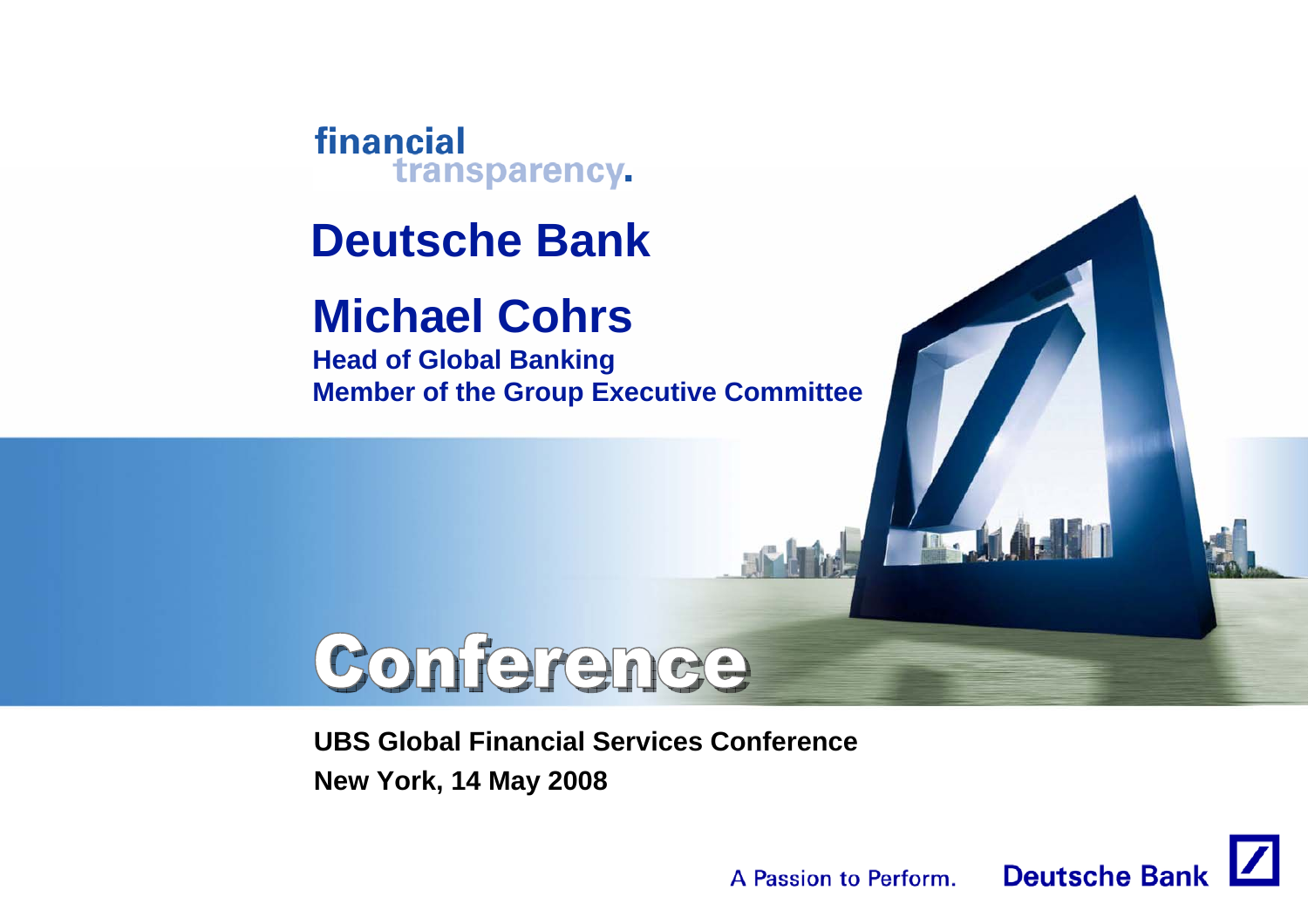financial transparency.

# Deutsche Bank

## Michael Cohrs

**Head of Global Banking**
**Member of the Group Executive Committee**

Conference

**UBS Global Financial Services Conference**
**New York, 14 May 2008**

A Passion to Perform. Deutsche Bank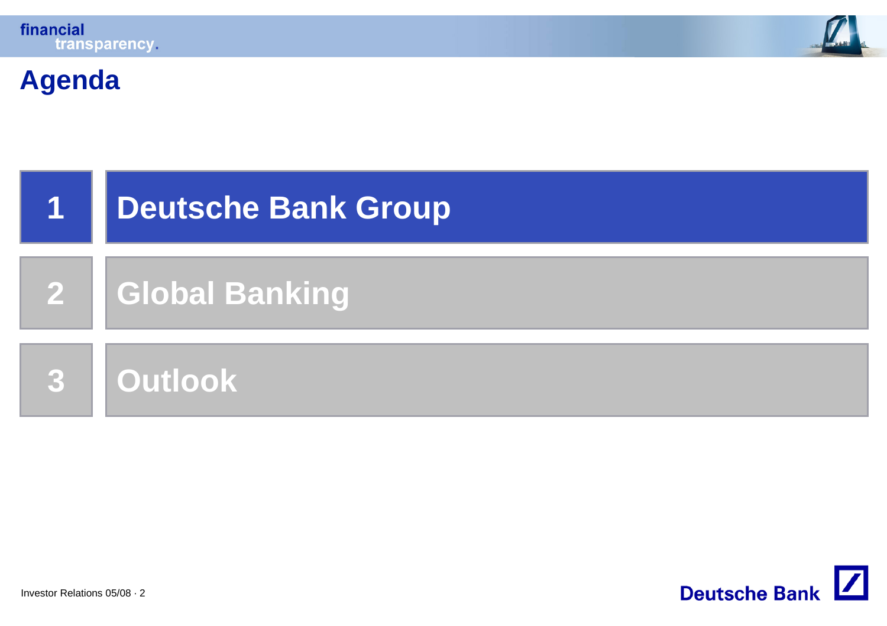# Agenda

1. **Deutsche Bank Group**
2. Global Banking
3. Outlook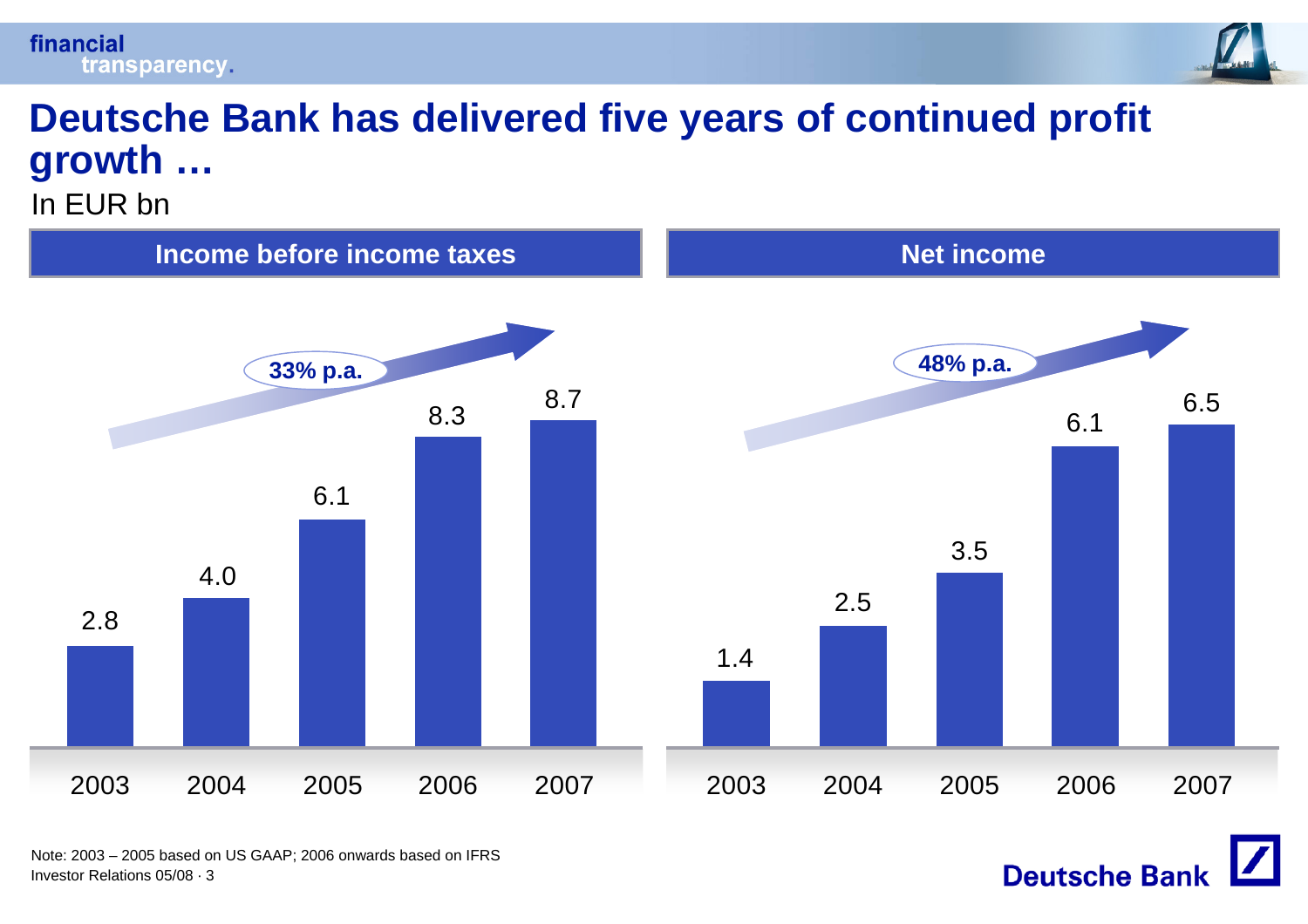# Deutsche Bank has delivered five years of continued profit growth …

In EUR bn

**Income before income taxes**

33% p.a.

| 2003 | 2004 | 2005 | 2006 | 2007 |
|---|---|---|---|---|
| 2.8 | 4.0 | 6.1 | 8.3 | 8.7 |

**Net income**

48% p.a.

| 2003 | 2004 | 2005 | 2006 | 2007 |
|---|---|---|---|---|
| 1.4 | 2.5 | 3.5 | 6.1 | 6.5 |

Note: 2003 – 2005 based on US GAAP; 2006 onwards based on IFRS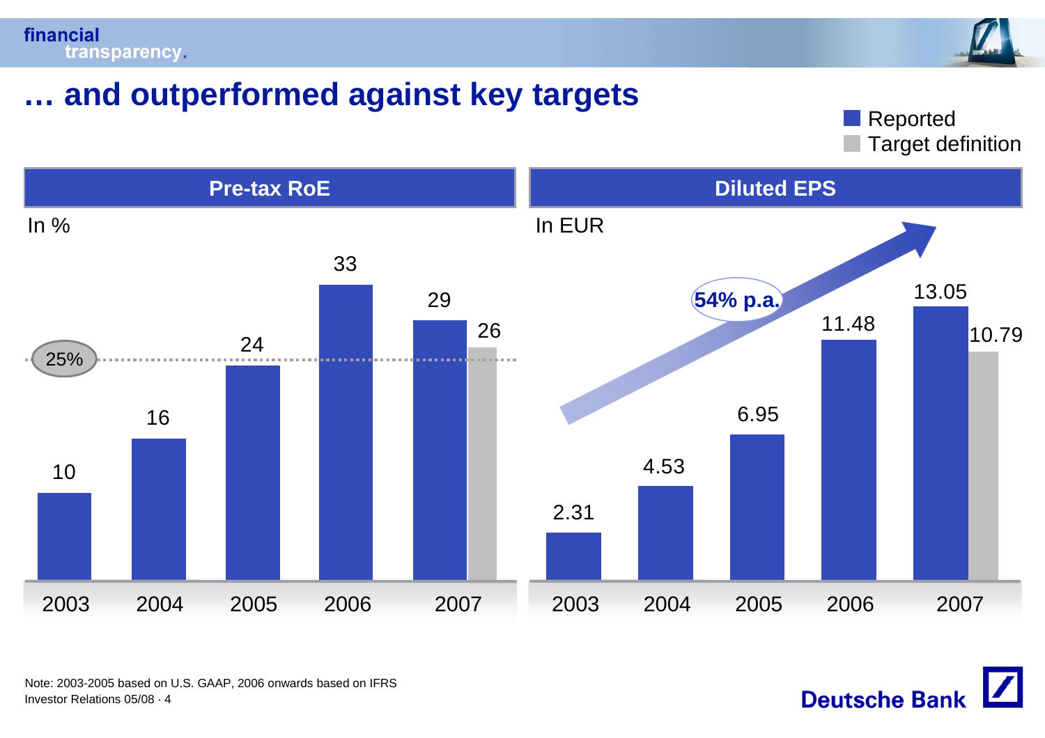# … and outperformed against key targets

■ Reported
■ Target definition

## Pre-tax RoE

In %

| | 2003 | 2004 | 2005 | 2006 | 2007 |
|---|---|---|---|---|---|
| Reported | 10 | 16 | 24 | 33 | 29 |
| Target definition | | | | | 26 |

Target: 25%

## Diluted EPS

In EUR

| | 2003 | 2004 | 2005 | 2006 | 2007 |
|---|---|---|---|---|---|
| Reported | 2.31 | 4.53 | 6.95 | 11.48 | 13.05 |
| Target definition | | | | | 10.79 |

54% p.a.

Note: 2003-2005 based on U.S. GAAP, 2006 onwards based on IFRS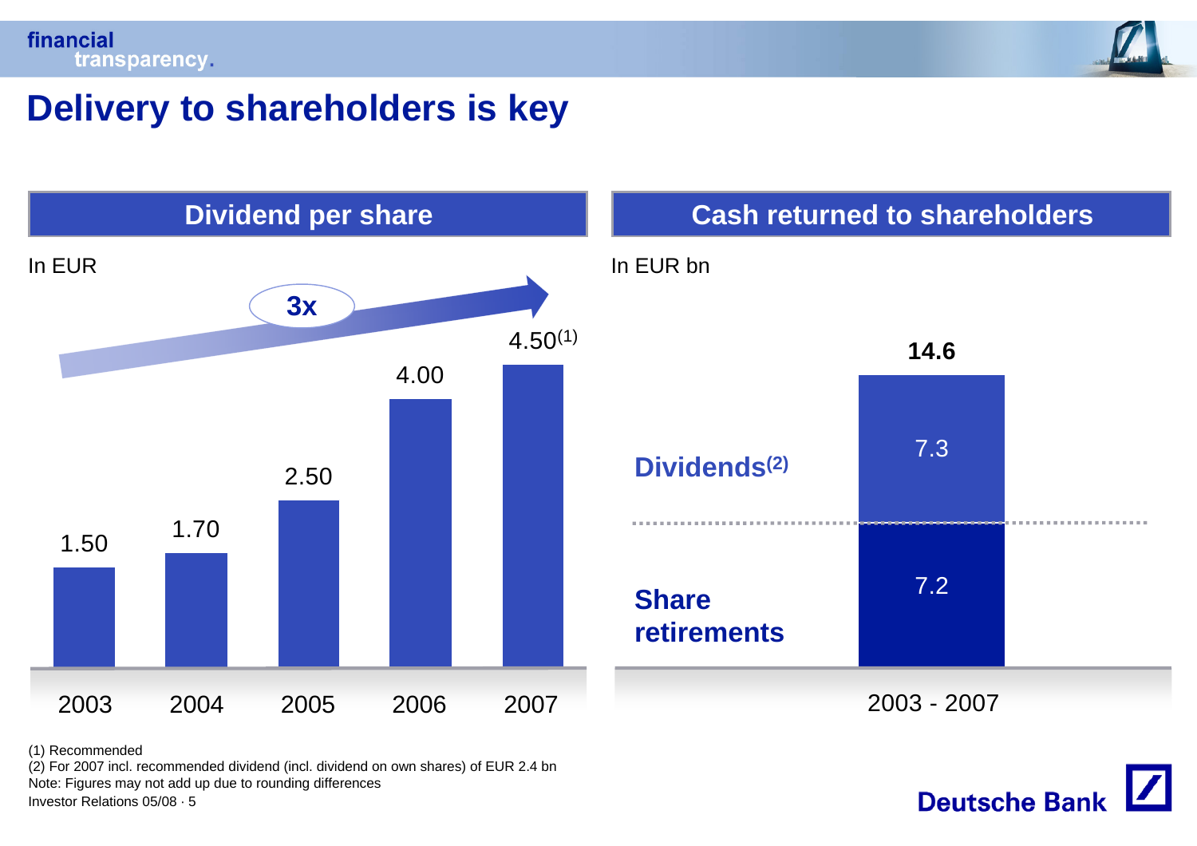# Delivery to shareholders is key

## Dividend per share

In EUR

3x

| 2003 | 2004 | 2005 | 2006 | 2007 |
|---|---|---|---|---|
| 1.50 | 1.70 | 2.50 | 4.00 | 4.50(1) |

## Cash returned to shareholders

In EUR bn

| | 2003 - 2007 |
|---|---|
| Dividends(2) | 7.3 |
| Share retirements | 7.2 |
| **Total** | **14.6** |

(1) Recommended
(2) For 2007 incl. recommended dividend (incl. dividend on own shares) of EUR 2.4 bn
Note: Figures may not add up due to rounding differences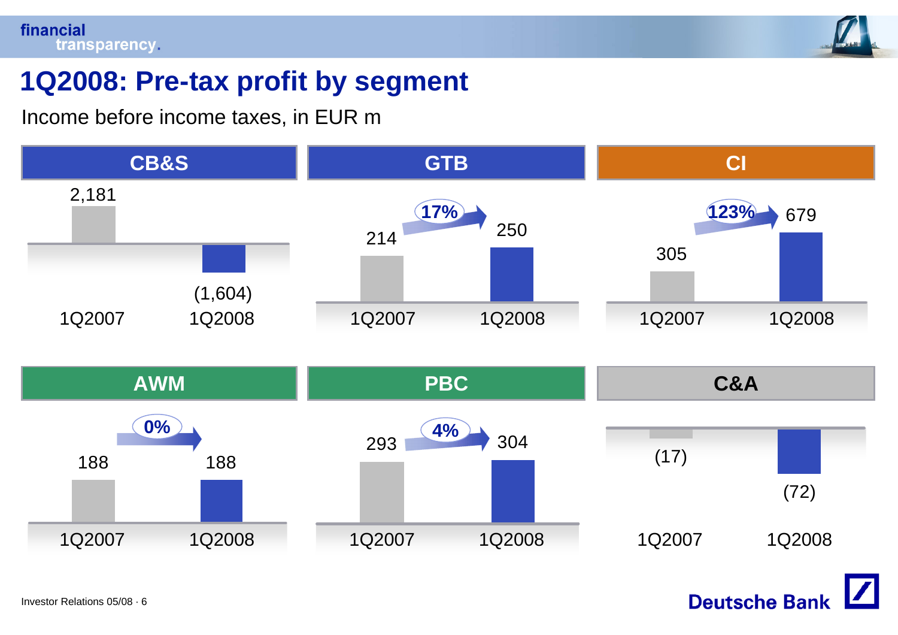# 1Q2008: Pre-tax profit by segment

Income before income taxes, in EUR m

| Segment | 1Q2007 | 1Q2008 | Change |
|---|---|---|---|
| CB&S | 2,181 | (1,604) | |
| GTB | 214 | 250 | 17% |
| CI | 305 | 679 | 123% |
| AWM | 188 | 188 | 0% |
| PBC | 293 | 304 | 4% |
| C&A | (17) | (72) | |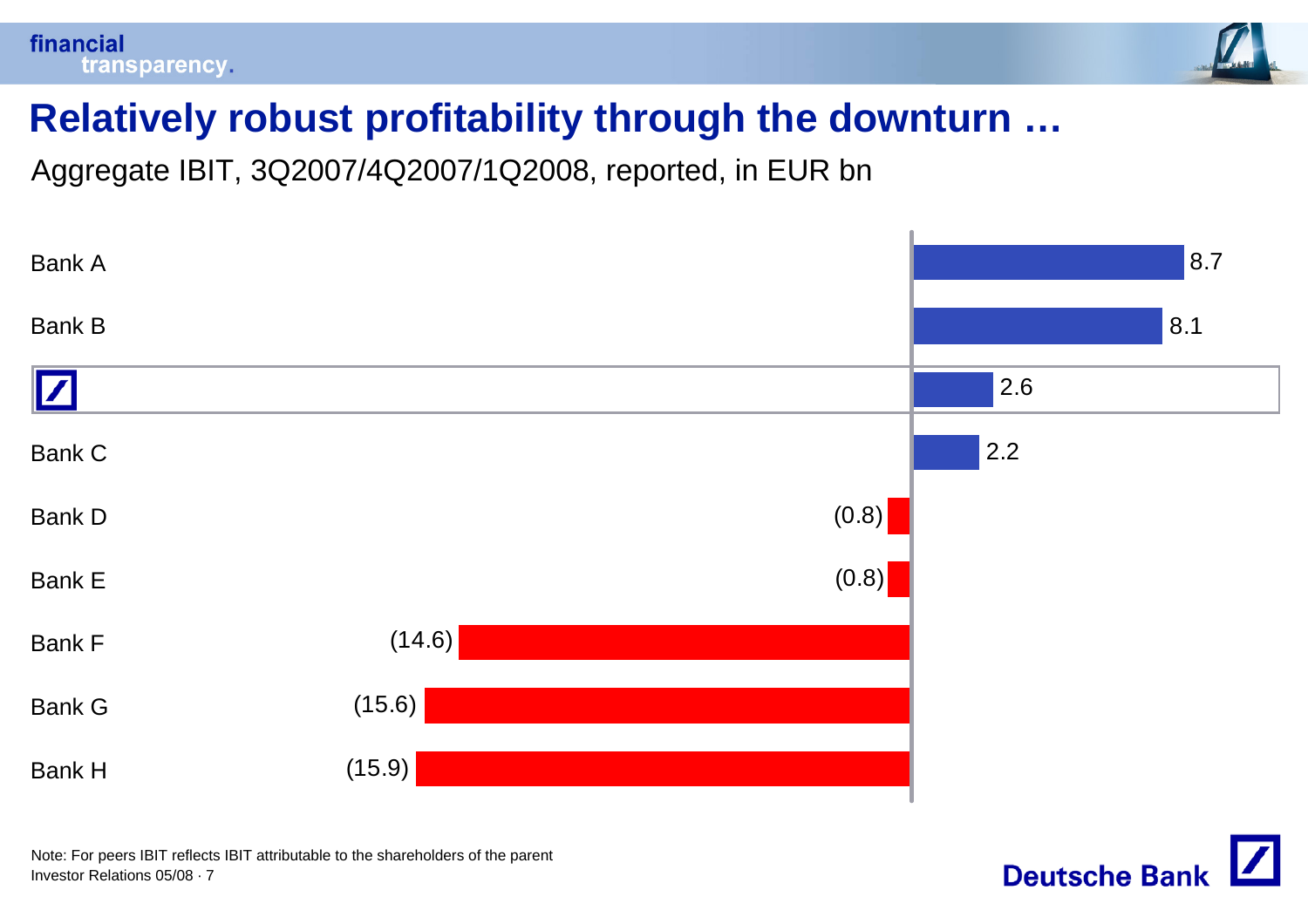# Relatively robust profitability through the downturn …

Aggregate IBIT, 3Q2007/4Q2007/1Q2008, reported, in EUR bn

| Bank | IBIT (EUR bn) |
|---|---|
| Bank A | 8.7 |
| Bank B | 8.1 |
| Deutsche Bank | 2.6 |
| Bank C | 2.2 |
| Bank D | (0.8) |
| Bank E | (0.8) |
| Bank F | (14.6) |
| Bank G | (15.6) |
| Bank H | (15.9) |

Note: For peers IBIT reflects IBIT attributable to the shareholders of the parent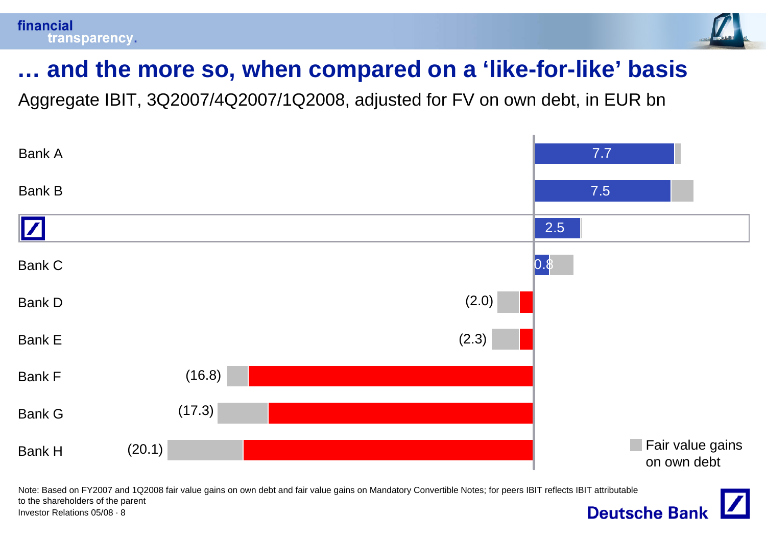# … and the more so, when compared on a 'like-for-like' basis

Aggregate IBIT, 3Q2007/4Q2007/1Q2008, adjusted for FV on own debt, in EUR bn

| Bank | IBIT adjusted for FV on own debt (EUR bn) |
|---|---|
| Bank A | 7.7 |
| Bank B | 7.5 |
| Deutsche Bank | 2.5 |
| Bank C | 0.8 |
| Bank D | (2.0) |
| Bank E | (2.3) |
| Bank F | (16.8) |
| Bank G | (17.3) |
| Bank H | (20.1) |

Legend: Fair value gains on own debt

Note: Based on FY2007 and 1Q2008 fair value gains on own debt and fair value gains on Mandatory Convertible Notes; for peers IBIT reflects IBIT attributable to the shareholders of the parent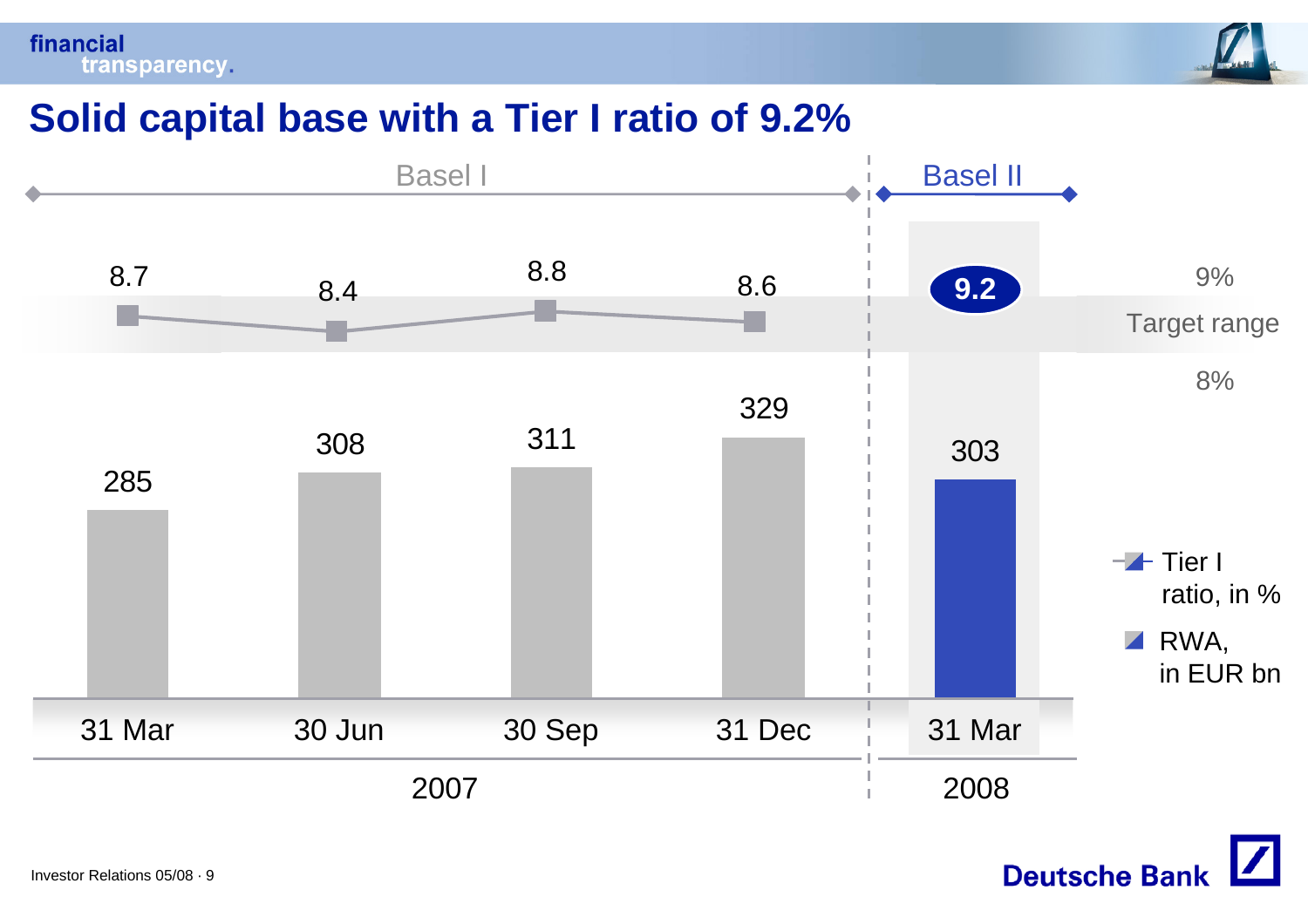# Solid capital base with a Tier I ratio of 9.2%

| | 31 Mar 2007 | 30 Jun 2007 | 30 Sep 2007 | 31 Dec 2007 | 31 Mar 2008 |
|---|---|---|---|---|---|
| Basis | Basel I | Basel I | Basel I | Basel I | Basel II |
| Tier I ratio, in % | 8.7 | 8.4 | 8.8 | 8.6 | 9.2 |
| RWA, in EUR bn | 285 | 308 | 311 | 329 | 303 |

Target range: 8% – 9%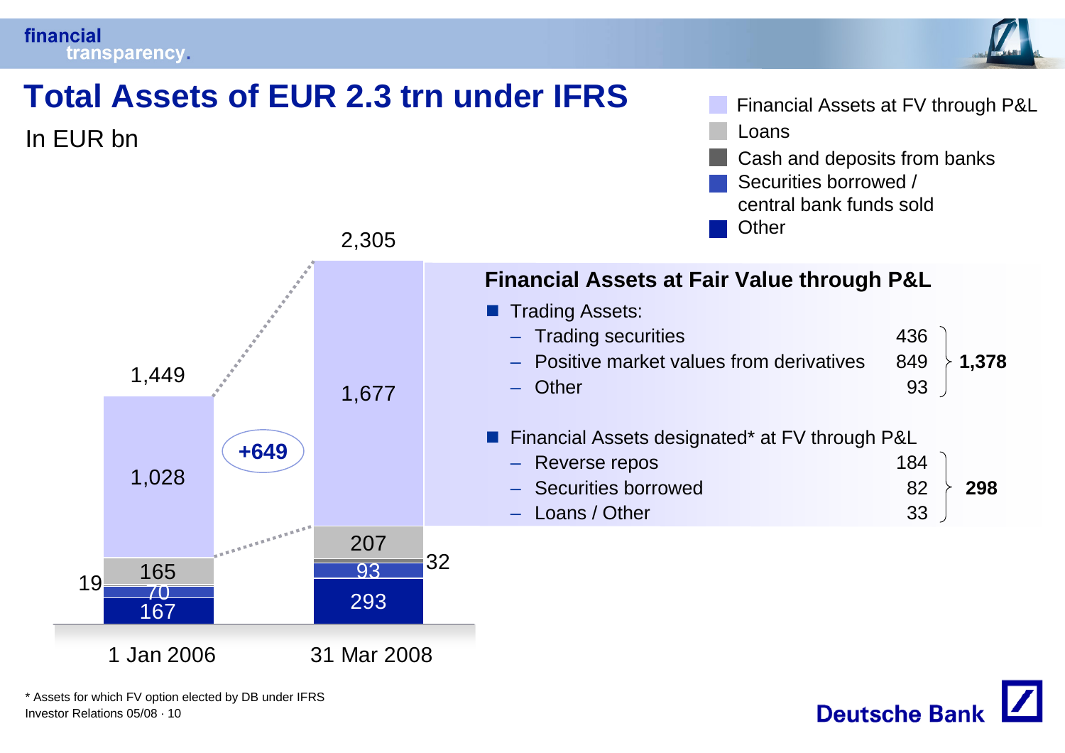# Total Assets of EUR 2.3 trn under IFRS

In EUR bn

| | 1 Jan 2006 | 31 Mar 2008 |
|---|---|---|
| Financial Assets at FV through P&L | 1,028 | 1,677 |
| Loans | 165 | 207 |
| Cash and deposits from banks | 19 | 32 |
| Securities borrowed / central bank funds sold | 70 | 93 |
| Other | 167 | 293 |
| **Total** | **1,449** | **2,305** |

+649

## Financial Assets at Fair Value through P&L

- Trading Assets:
  - Trading securities: 436
  - Positive market values from derivatives: 849
  - Other: 93
  - **Total: 1,378**
- Financial Assets designated* at FV through P&L
  - Reverse repos: 184
  - Securities borrowed: 82
  - Loans / Other: 33
  - **Total: 298**

* Assets for which FV option elected by DB under IFRS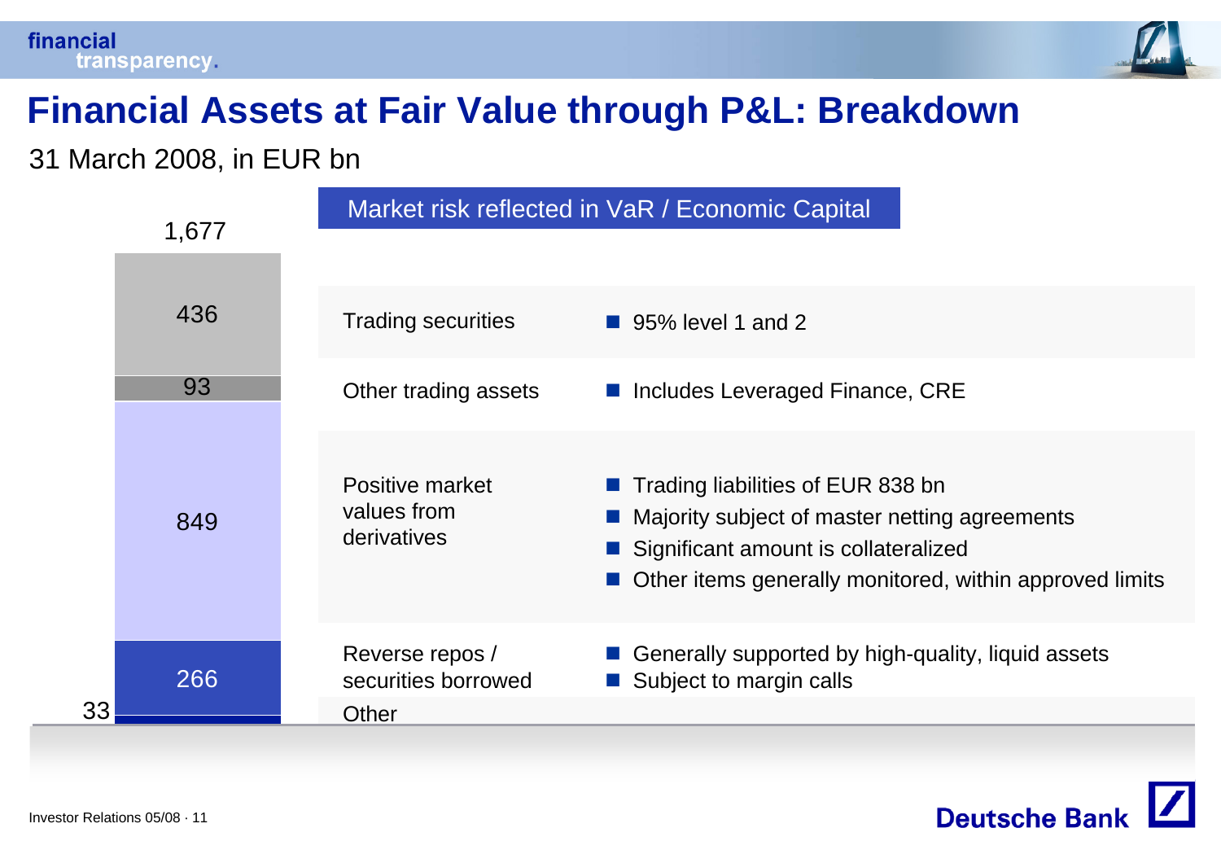# Financial Assets at Fair Value through P&L: Breakdown

31 March 2008, in EUR bn

Total: 1,677

**Market risk reflected in VaR / Economic Capital**

| Category | EUR bn | Comments |
|---|---|---|
| Trading securities | 436 | 95% level 1 and 2 |
| Other trading assets | 93 | Includes Leveraged Finance, CRE |
| Positive market values from derivatives | 849 | Trading liabilities of EUR 838 bn; Majority subject of master netting agreements; Significant amount is collateralized; Other items generally monitored, within approved limits |
| Reverse repos / securities borrowed | 266 | Generally supported by high-quality, liquid assets; Subject to margin calls |
| Other | 33 | |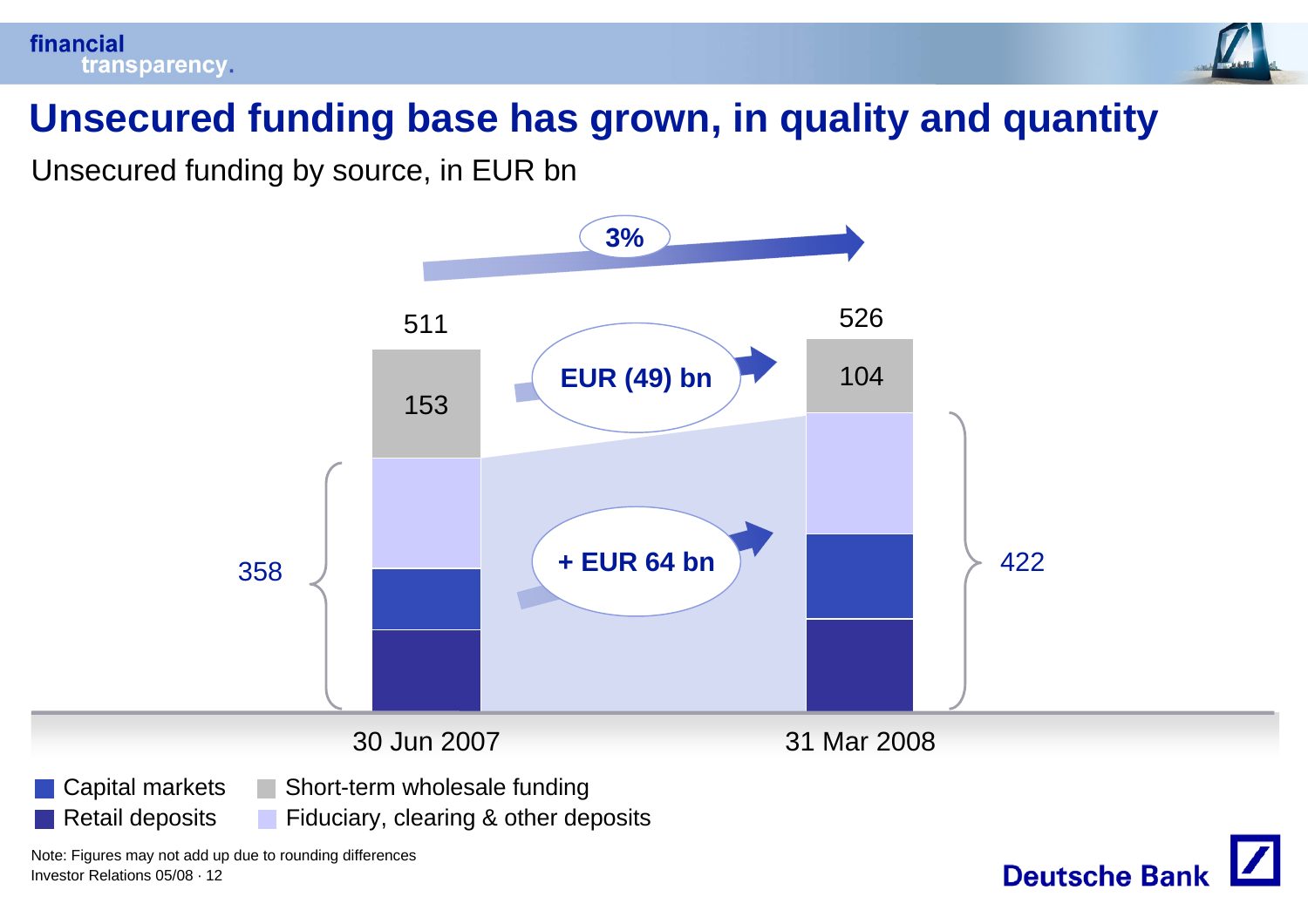# Unsecured funding base has grown, in quality and quantity

Unsecured funding by source, in EUR bn

| | 30 Jun 2007 | 31 Mar 2008 |
|---|---|---|
| Short-term wholesale funding | 153 | 104 |
| Capital markets, Retail deposits, Fiduciary, clearing & other deposits | 358 | 422 |
| Total | 511 | 526 |

Growth in total: 3%

Short-term wholesale funding: EUR (49) bn

Capital markets, retail deposits, fiduciary, clearing & other deposits: + EUR 64 bn

Legend: Capital markets; Retail deposits; Short-term wholesale funding; Fiduciary, clearing & other deposits

Note: Figures may not add up due to rounding differences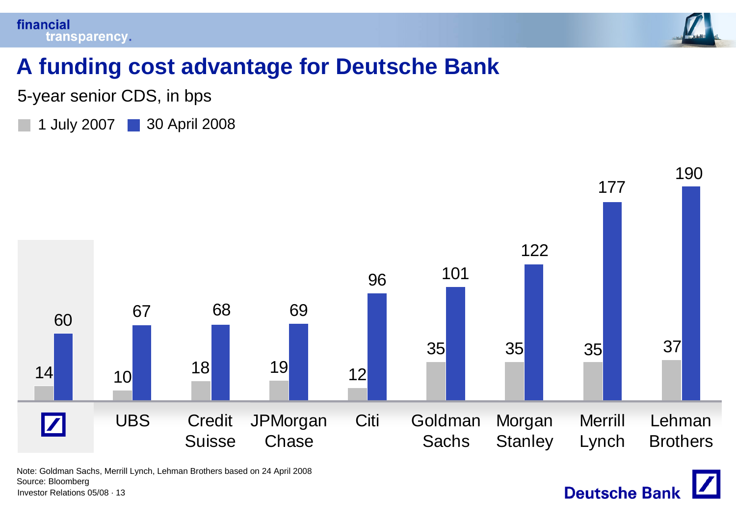# A funding cost advantage for Deutsche Bank

5-year senior CDS, in bps

| | 1 July 2007 | 30 April 2008 |
|---|---|---|
| Deutsche Bank | 14 | 60 |
| UBS | 10 | 67 |
| Credit Suisse | 18 | 68 |
| JPMorgan Chase | 19 | 69 |
| Citi | 12 | 96 |
| Goldman Sachs | 35 | 101 |
| Morgan Stanley | 35 | 122 |
| Merrill Lynch | 35 | 177 |
| Lehman Brothers | 37 | 190 |

Note: Goldman Sachs, Merrill Lynch, Lehman Brothers based on 24 April 2008
Source: Bloomberg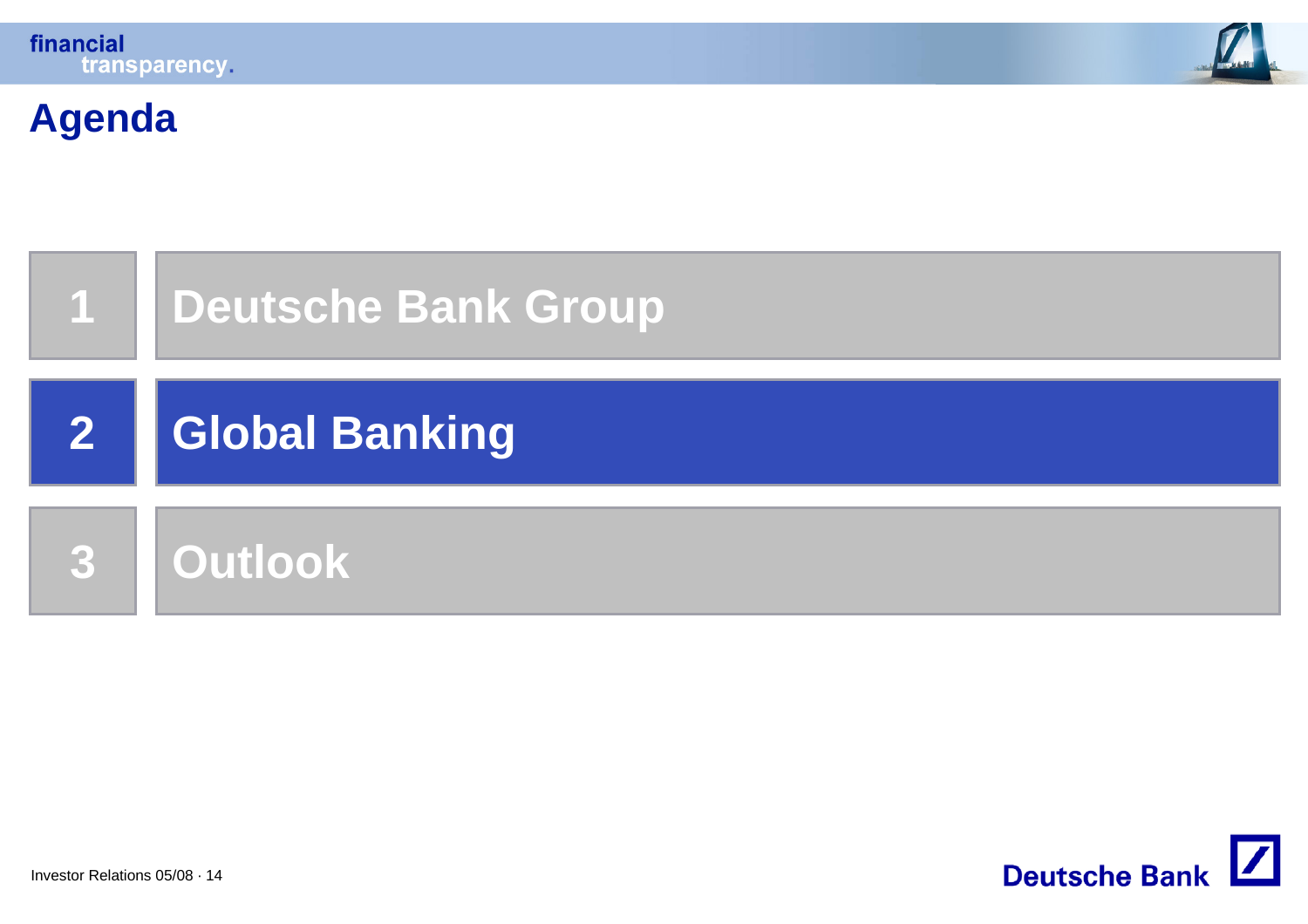# Agenda

1. Deutsche Bank Group
2. **Global Banking**
3. Outlook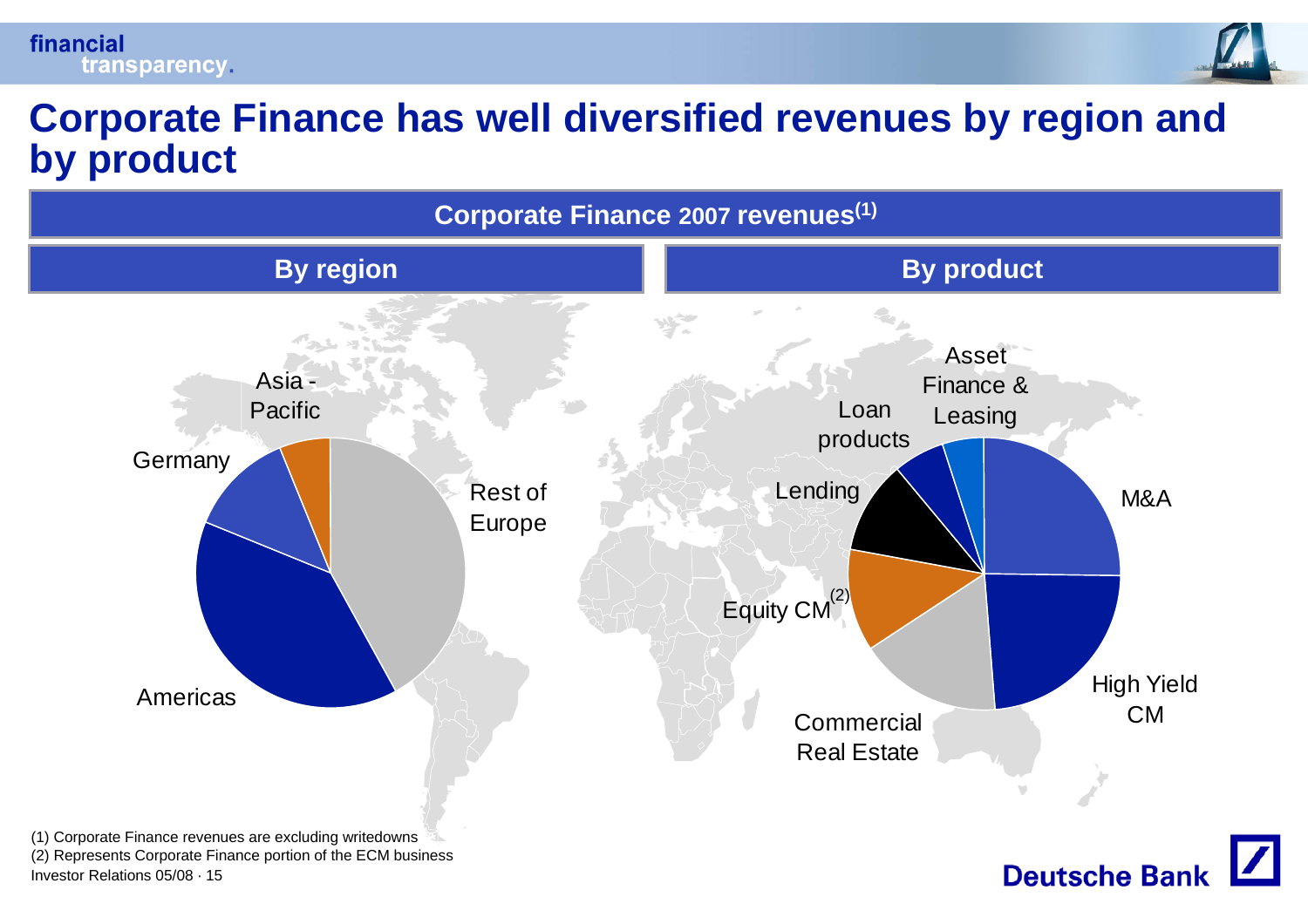# Corporate Finance has well diversified revenues by region and by product

## Corporate Finance 2007 revenues[1]

### By region

- Rest of Europe
- Americas
- Germany
- Asia - Pacific

### By product

- M&A
- High Yield CM
- Commercial Real Estate
- Equity CM[2]
- Lending
- Loan products
- Asset Finance & Leasing

(1) Corporate Finance revenues are excluding writedowns
(2) Represents Corporate Finance portion of the ECM business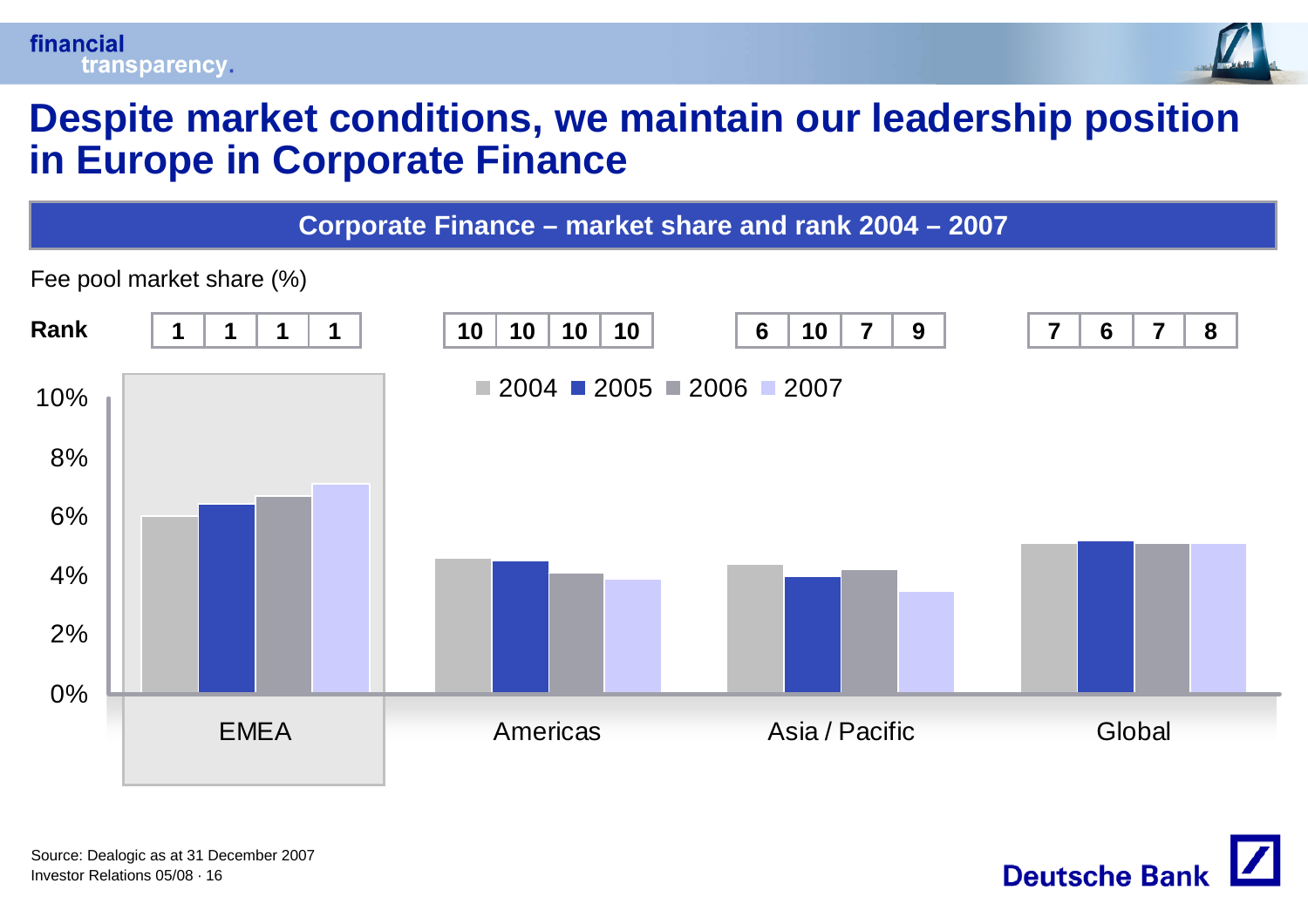# Despite market conditions, we maintain our leadership position in Europe in Corporate Finance

**Corporate Finance – market share and rank 2004 – 2007**

Fee pool market share (%)

| Rank | 2004 | 2005 | 2006 | 2007 |
|---|---|---|---|---|
| EMEA | 1 | 1 | 1 | 1 |
| Americas | 10 | 10 | 10 | 10 |
| Asia / Pacific | 6 | 10 | 7 | 9 |
| Global | 7 | 6 | 7 | 8 |

Source: Dealogic as at 31 December 2007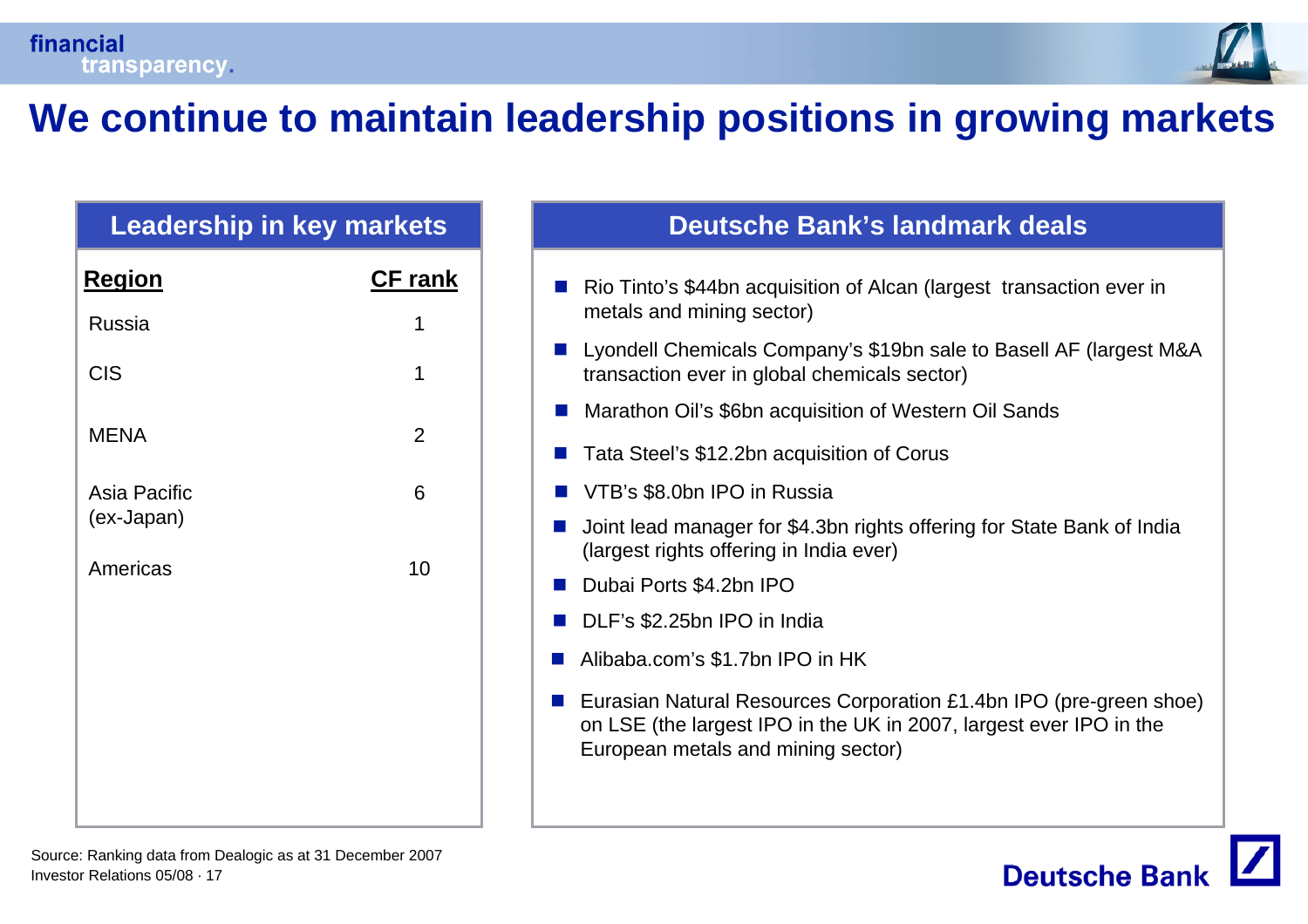# We continue to maintain leadership positions in growing markets

## Leadership in key markets

| Region | CF rank |
|---|---|
| Russia | 1 |
| CIS | 1 |
| MENA | 2 |
| Asia Pacific (ex-Japan) | 6 |
| Americas | 10 |

## Deutsche Bank's landmark deals

- Rio Tinto's $44bn acquisition of Alcan (largest transaction ever in metals and mining sector)
- Lyondell Chemicals Company's $19bn sale to Basell AF (largest M&A transaction ever in global chemicals sector)
- Marathon Oil's $6bn acquisition of Western Oil Sands
- Tata Steel's $12.2bn acquisition of Corus
- VTB's $8.0bn IPO in Russia
- Joint lead manager for $4.3bn rights offering for State Bank of India (largest rights offering in India ever)
- Dubai Ports $4.2bn IPO
- DLF's $2.25bn IPO in India
- Alibaba.com's $1.7bn IPO in HK
- Eurasian Natural Resources Corporation £1.4bn IPO (pre-green shoe) on LSE (the largest IPO in the UK in 2007, largest ever IPO in the European metals and mining sector)

Source: Ranking data from Dealogic as at 31 December 2007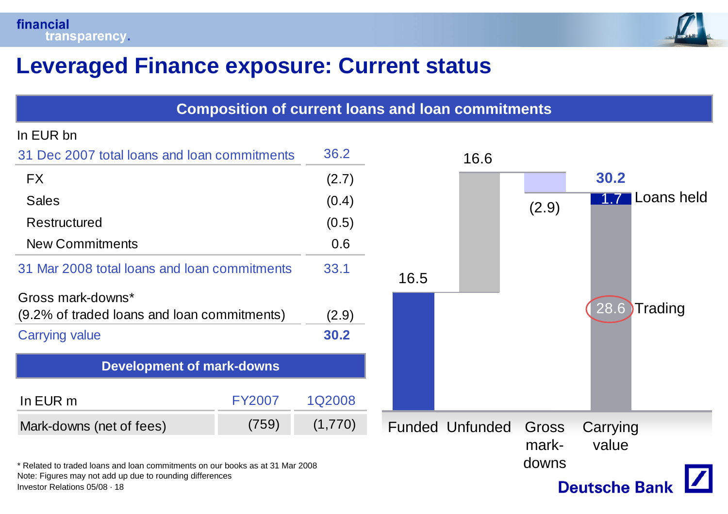# Leveraged Finance exposure: Current status

## Composition of current loans and loan commitments

In EUR bn

| | |
|---|---|
| 31 Dec 2007 total loans and loan commitments | 36.2 |
| FX | (2.7) |
| Sales | (0.4) |
| Restructured | (0.5) |
| New Commitments | 0.6 |
| 31 Mar 2008 total loans and loan commitments | 33.1 |
| Gross mark-downs* (9.2% of traded loans and loan commitments) | (2.9) |
| Carrying value | **30.2** |

| Funded | Unfunded | Gross mark-downs | Carrying value |
|---|---|---|---|
| 16.5 | 16.6 | (2.9) | **30.2** (Loans held: 1.7; Trading: 28.6) |

## Development of mark-downs

| In EUR m | FY2007 | 1Q2008 |
|---|---|---|
| Mark-downs (net of fees) | (759) | (1,770) |

\* Related to traded loans and loan commitments on our books as at 31 Mar 2008

Note: Figures may not add up due to rounding differences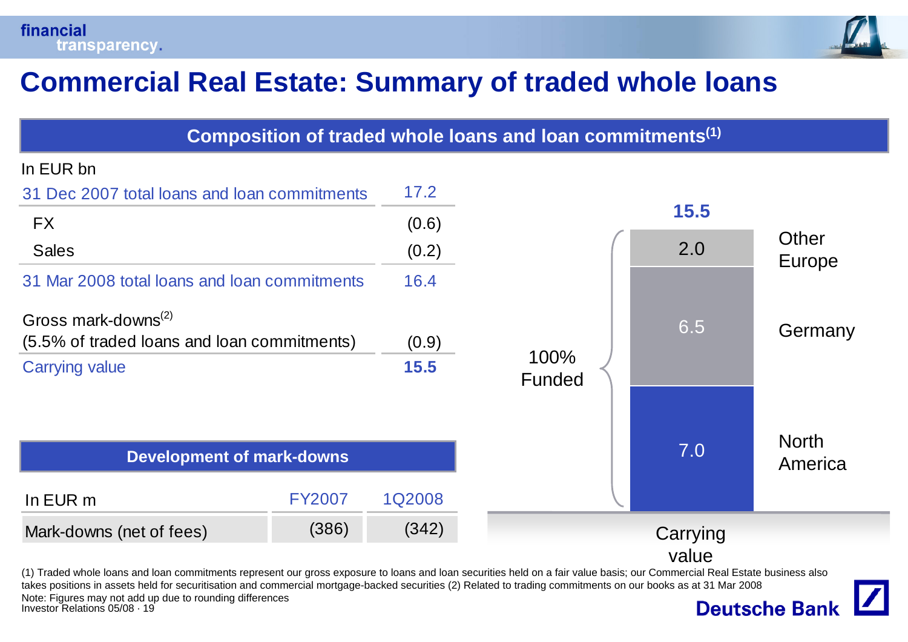# Commercial Real Estate: Summary of traded whole loans

## Composition of traded whole loans and loan commitments[(1)]

In EUR bn

| | |
|---|---|
| 31 Dec 2007 total loans and loan commitments | 17.2 |
| FX | (0.6) |
| Sales | (0.2) |
| 31 Mar 2008 total loans and loan commitments | 16.4 |
| Gross mark-downs[(2)] (5.5% of traded loans and loan commitments) | (0.9) |
| Carrying value | **15.5** |

Carrying value: **15.5** (100% Funded)

| Region | EUR bn |
|---|---|
| Other Europe | 2.0 |
| Germany | 6.5 |
| North America | 7.0 |

## Development of mark-downs

| In EUR m | FY2007 | 1Q2008 |
|---|---|---|
| Mark-downs (net of fees) | (386) | (342) |

(1) Traded whole loans and loan commitments represent our gross exposure to loans and loan securities held on a fair value basis; our Commercial Real Estate business also takes positions in assets held for securitisation and commercial mortgage-backed securities (2) Related to trading commitments on our books as at 31 Mar 2008

Note: Figures may not add up due to rounding differences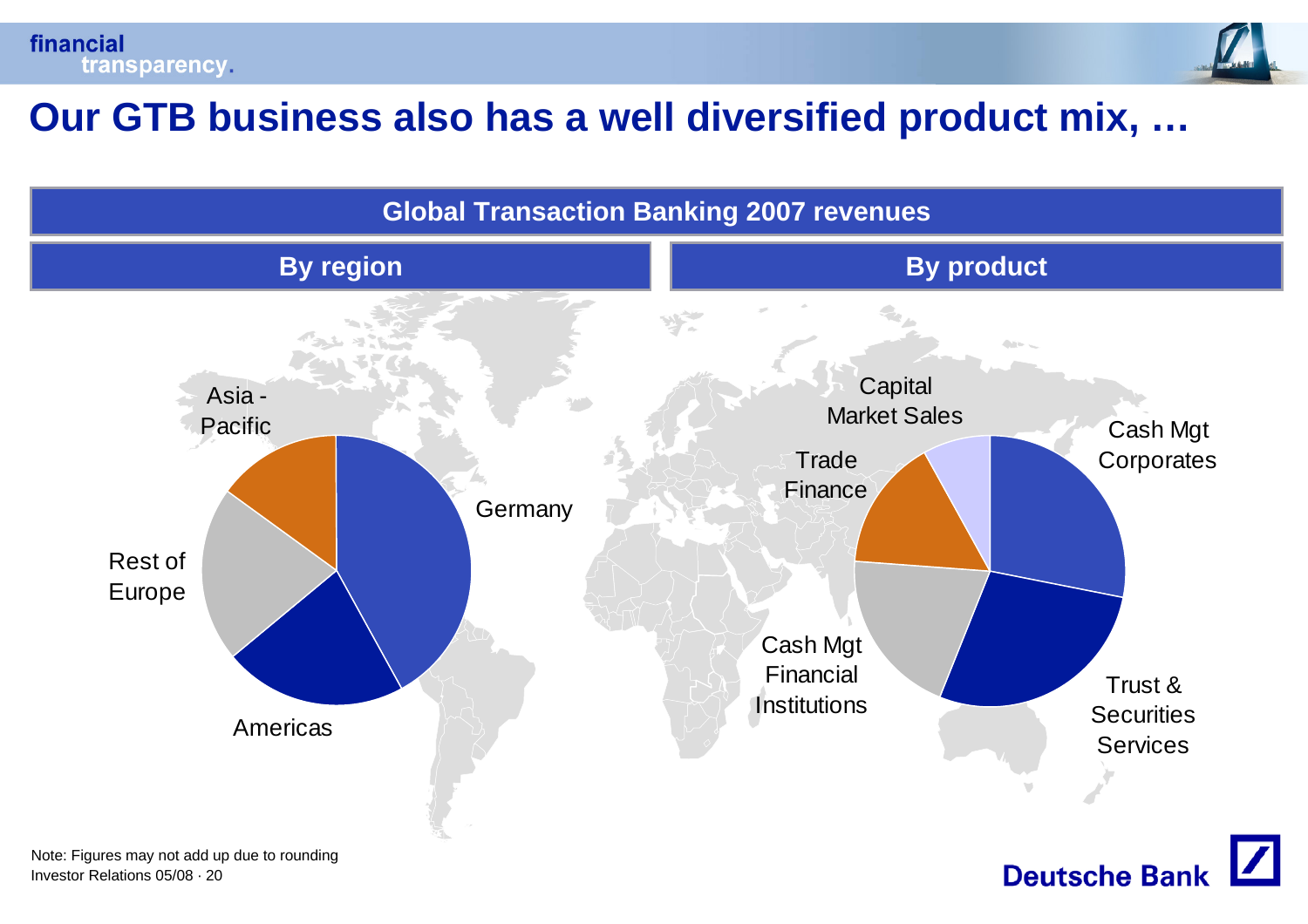# Our GTB business also has a well diversified product mix, …

## Global Transaction Banking 2007 revenues

### By region

- Germany
- Americas
- Rest of Europe
- Asia - Pacific

### By product

- Cash Mgt Corporates
- Trust & Securities Services
- Cash Mgt Financial Institutions
- Trade Finance
- Capital Market Sales

Note: Figures may not add up due to rounding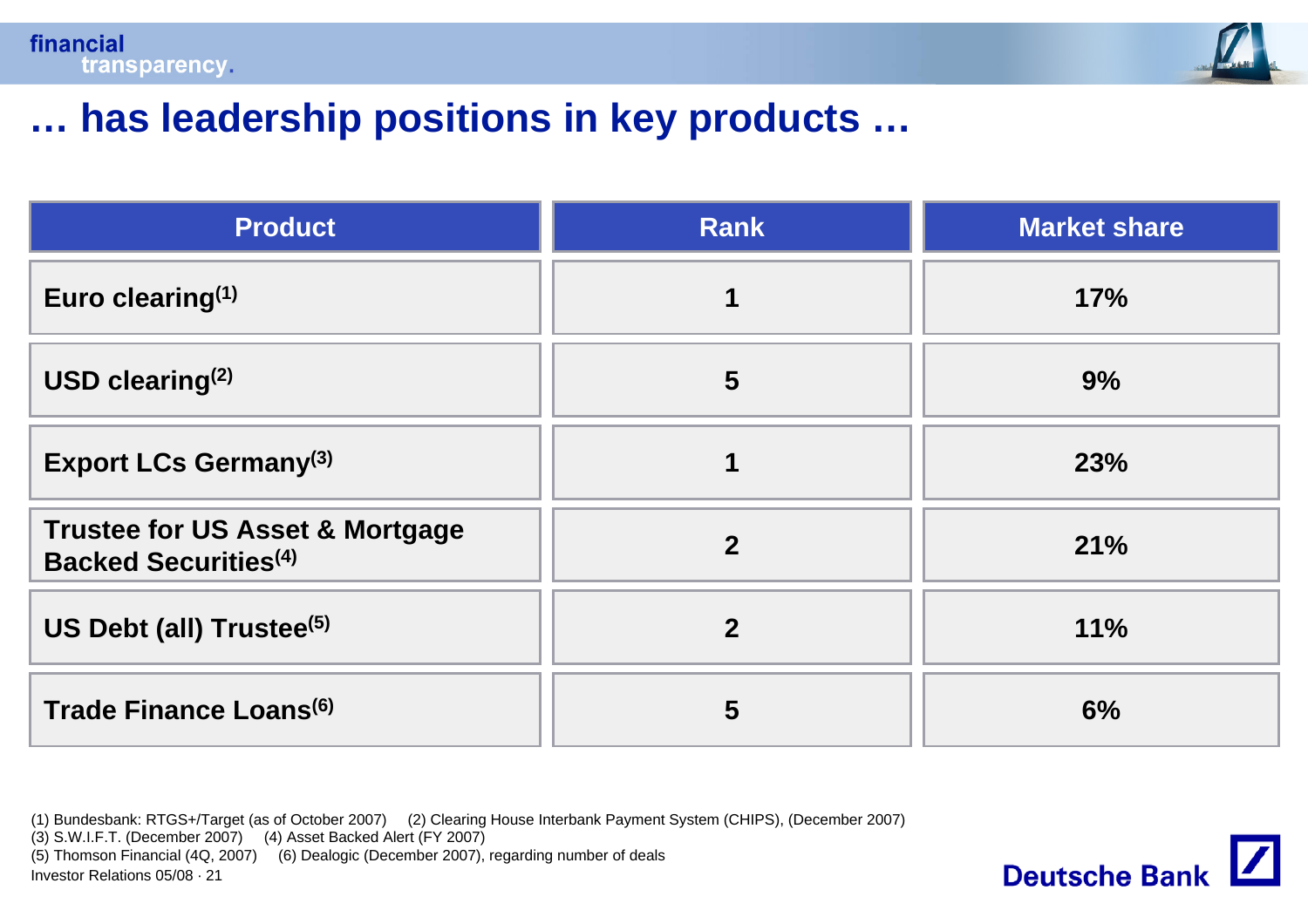# … has leadership positions in key products …

| Product | Rank | Market share |
|---|---|---|
| Euro clearing[1] | 1 | 17% |
| USD clearing[2] | 5 | 9% |
| Export LCs Germany[3] | 1 | 23% |
| Trustee for US Asset & Mortgage Backed Securities[4] | 2 | 21% |
| US Debt (all) Trustee[5] | 2 | 11% |
| Trade Finance Loans[6] | 5 | 6% |

(1) Bundesbank: RTGS+/Target (as of October 2007) (2) Clearing House Interbank Payment System (CHIPS), (December 2007)
(3) S.W.I.F.T. (December 2007) (4) Asset Backed Alert (FY 2007)
(5) Thomson Financial (4Q, 2007) (6) Dealogic (December 2007), regarding number of deals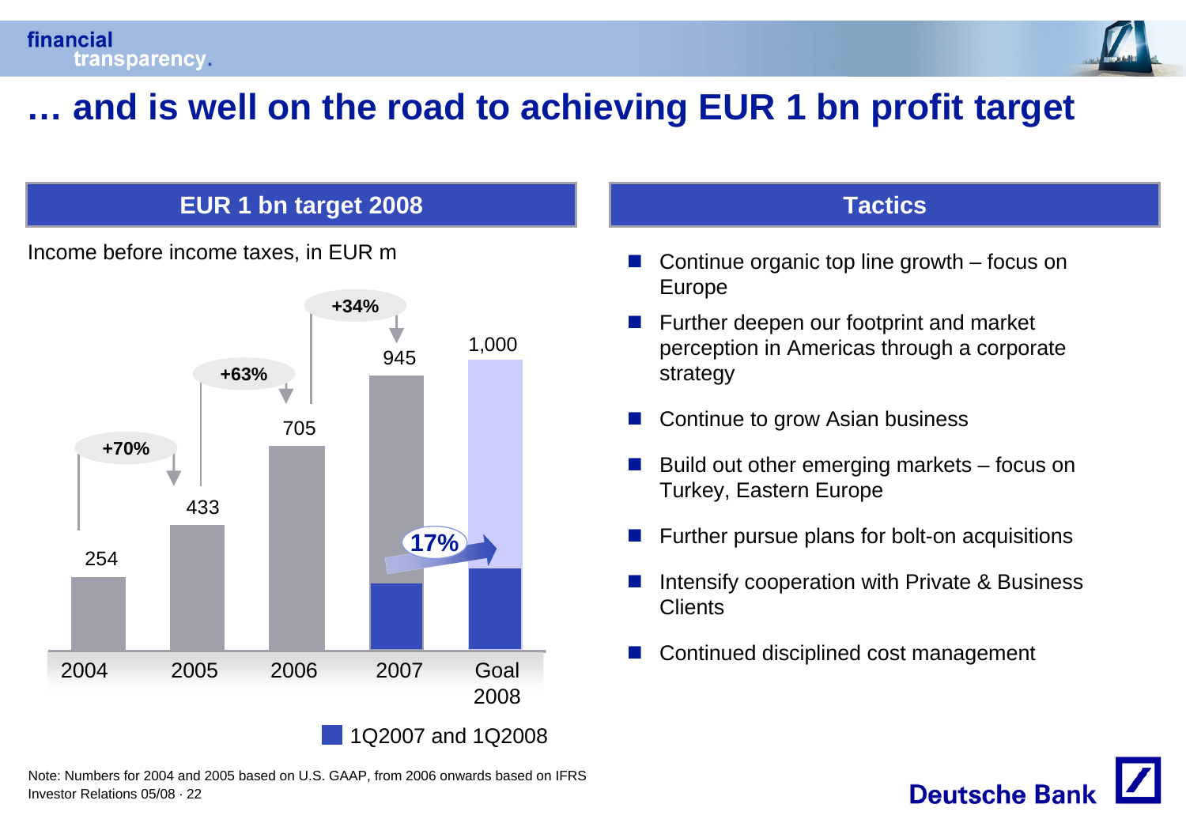# … and is well on the road to achieving EUR 1 bn profit target

## EUR 1 bn target 2008

Income before income taxes, in EUR m

| | 2004 | 2005 | 2006 | 2007 | Goal 2008 |
|---|---|---|---|---|---|
| Income before income taxes | 254 | 433 | 705 | 945 | 1,000 |
| Growth | | +70% | +63% | +34% | |

1Q2007 and 1Q2008: 17%

## Tactics

- Continue organic top line growth – focus on Europe
- Further deepen our footprint and market perception in Americas through a corporate strategy
- Continue to grow Asian business
- Build out other emerging markets – focus on Turkey, Eastern Europe
- Further pursue plans for bolt-on acquisitions
- Intensify cooperation with Private & Business Clients
- Continued disciplined cost management

Note: Numbers for 2004 and 2005 based on U.S. GAAP, from 2006 onwards based on IFRS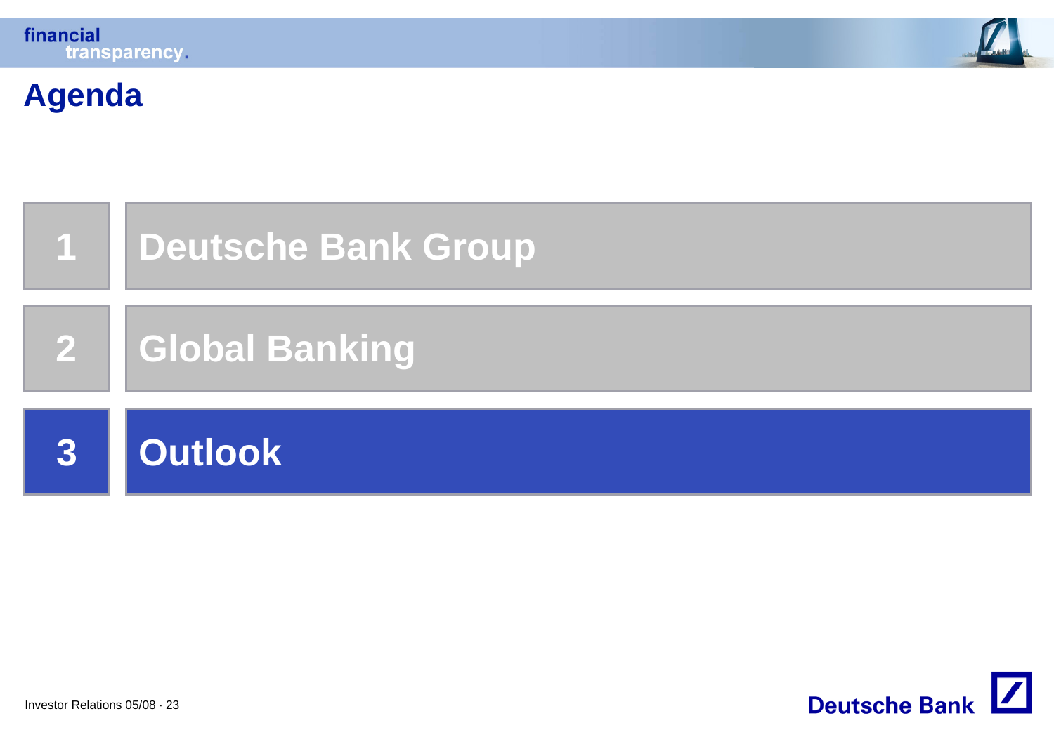# Agenda

1. Deutsche Bank Group
2. Global Banking
3. **Outlook**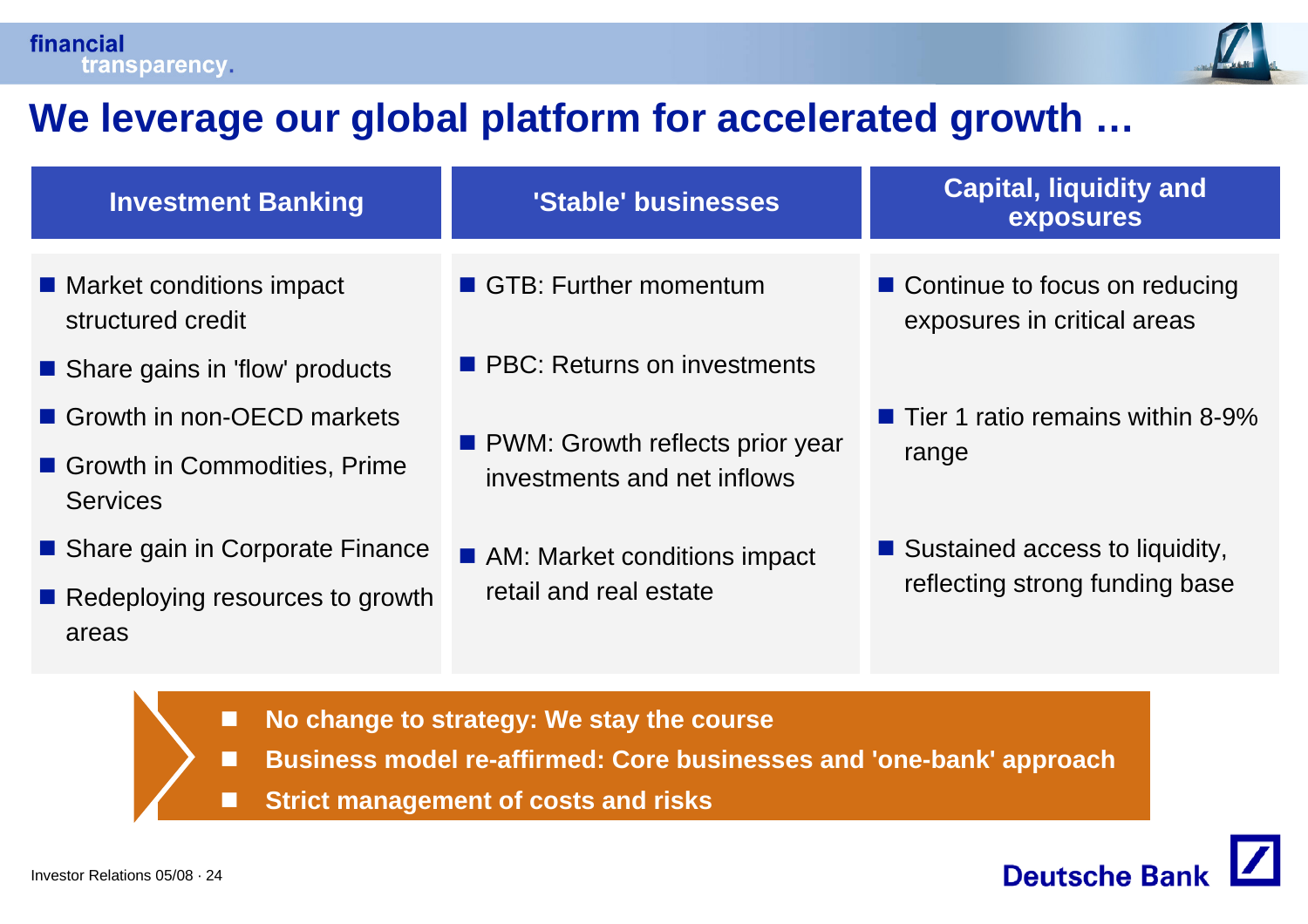# We leverage our global platform for accelerated growth …

## Investment Banking

- Market conditions impact structured credit
- Share gains in 'flow' products
- Growth in non-OECD markets
- Growth in Commodities, Prime Services
- Share gain in Corporate Finance
- Redeploying resources to growth areas

## 'Stable' businesses

- GTB: Further momentum
- PBC: Returns on investments
- PWM: Growth reflects prior year investments and net inflows
- AM: Market conditions impact retail and real estate

## Capital, liquidity and exposures

- Continue to focus on reducing exposures in critical areas
- Tier 1 ratio remains within 8-9% range
- Sustained access to liquidity, reflecting strong funding base

---

- **No change to strategy: We stay the course**
- **Business model re-affirmed: Core businesses and 'one-bank' approach**
- **Strict management of costs and risks**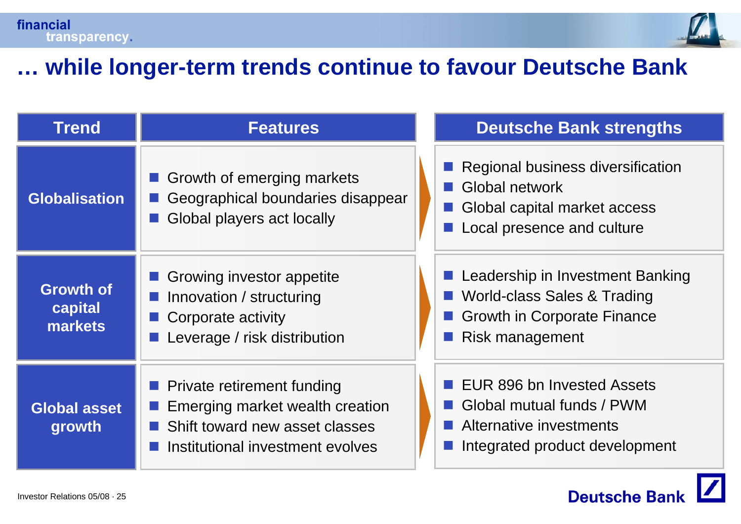# … while longer-term trends continue to favour Deutsche Bank

| Trend | Features | Deutsche Bank strengths |
|---|---|---|
| **Globalisation** | Growth of emerging markets<br>Geographical boundaries disappear<br>Global players act locally | Regional business diversification<br>Global network<br>Global capital market access<br>Local presence and culture |
| **Growth of capital markets** | Growing investor appetite<br>Innovation / structuring<br>Corporate activity<br>Leverage / risk distribution | Leadership in Investment Banking<br>World-class Sales & Trading<br>Growth in Corporate Finance<br>Risk management |
| **Global asset growth** | Private retirement funding<br>Emerging market wealth creation<br>Shift toward new asset classes<br>Institutional investment evolves | EUR 896 bn Invested Assets<br>Global mutual funds / PWM<br>Alternative investments<br>Integrated product development |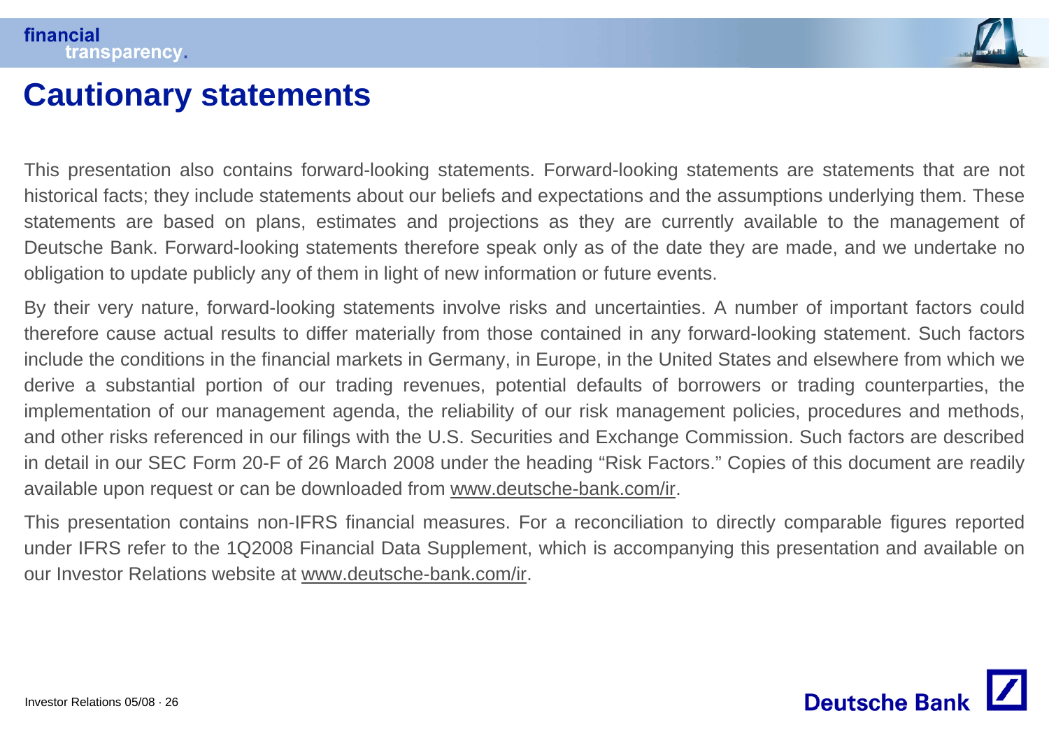# Cautionary statements

This presentation also contains forward-looking statements. Forward-looking statements are statements that are not historical facts; they include statements about our beliefs and expectations and the assumptions underlying them. These statements are based on plans, estimates and projections as they are currently available to the management of Deutsche Bank. Forward-looking statements therefore speak only as of the date they are made, and we undertake no obligation to update publicly any of them in light of new information or future events.

By their very nature, forward-looking statements involve risks and uncertainties. A number of important factors could therefore cause actual results to differ materially from those contained in any forward-looking statement. Such factors include the conditions in the financial markets in Germany, in Europe, in the United States and elsewhere from which we derive a substantial portion of our trading revenues, potential defaults of borrowers or trading counterparties, the implementation of our management agenda, the reliability of our risk management policies, procedures and methods, and other risks referenced in our filings with the U.S. Securities and Exchange Commission. Such factors are described in detail in our SEC Form 20-F of 26 March 2008 under the heading "Risk Factors." Copies of this document are readily available upon request or can be downloaded from www.deutsche-bank.com/ir.

This presentation contains non-IFRS financial measures. For a reconciliation to directly comparable figures reported under IFRS refer to the 1Q2008 Financial Data Supplement, which is accompanying this presentation and available on our Investor Relations website at www.deutsche-bank.com/ir.